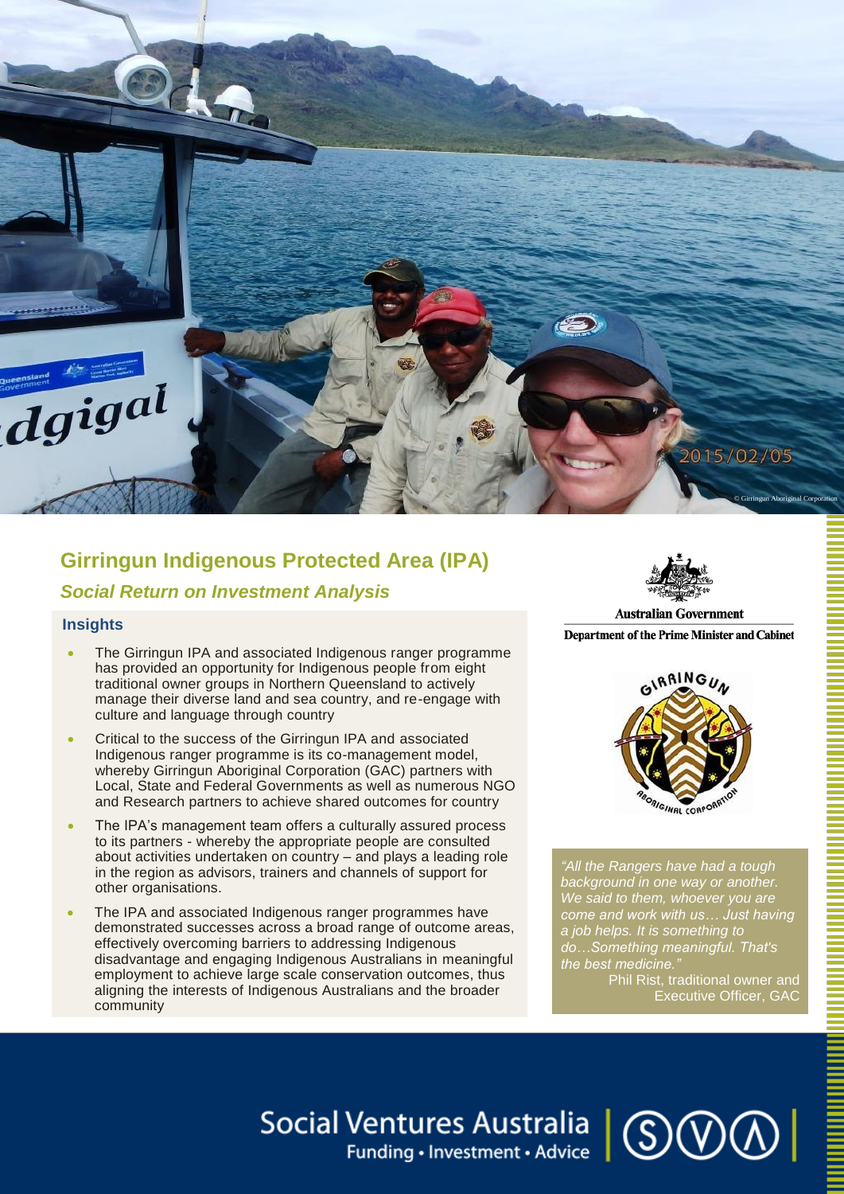# Girringun Indigenous Protected Area (IPA)

## *Social Return on Investment Analysis*

### Insights

- The Girringun IPA and associated Indigenous ranger programme has provided an opportunity for Indigenous people from eight traditional owner groups in Northern Queensland to actively manage their diverse land and sea country, and re-engage with culture and language through country
- Critical to the success of the Girringun IPA and associated Indigenous ranger programme is its co-management model, whereby Girringun Aboriginal Corporation (GAC) partners with Local, State and Federal Governments as well as numerous NGO and Research partners to achieve shared outcomes for country
- The IPA's management team offers a culturally assured process to its partners - whereby the appropriate people are consulted about activities undertaken on country – and plays a leading role in the region as advisors, trainers and channels of support for other organisations.
- The IPA and associated Indigenous ranger programmes have demonstrated successes across a broad range of outcome areas, effectively overcoming barriers to addressing Indigenous disadvantage and engaging Indigenous Australians in meaningful employment to achieve large scale conservation outcomes, thus aligning the interests of Indigenous Australians and the broader community

*"All the Rangers have had a tough background in one way or another. We said to them, whoever you are come and work with us… Just having a job helps. It is something to do…Something meaningful. That's the best medicine."*

Phil Rist, traditional owner and Executive Officer, GAC

Australian Government
Department of the Prime Minister and Cabinet

Social Ventures Australia
Funding • Investment • Advice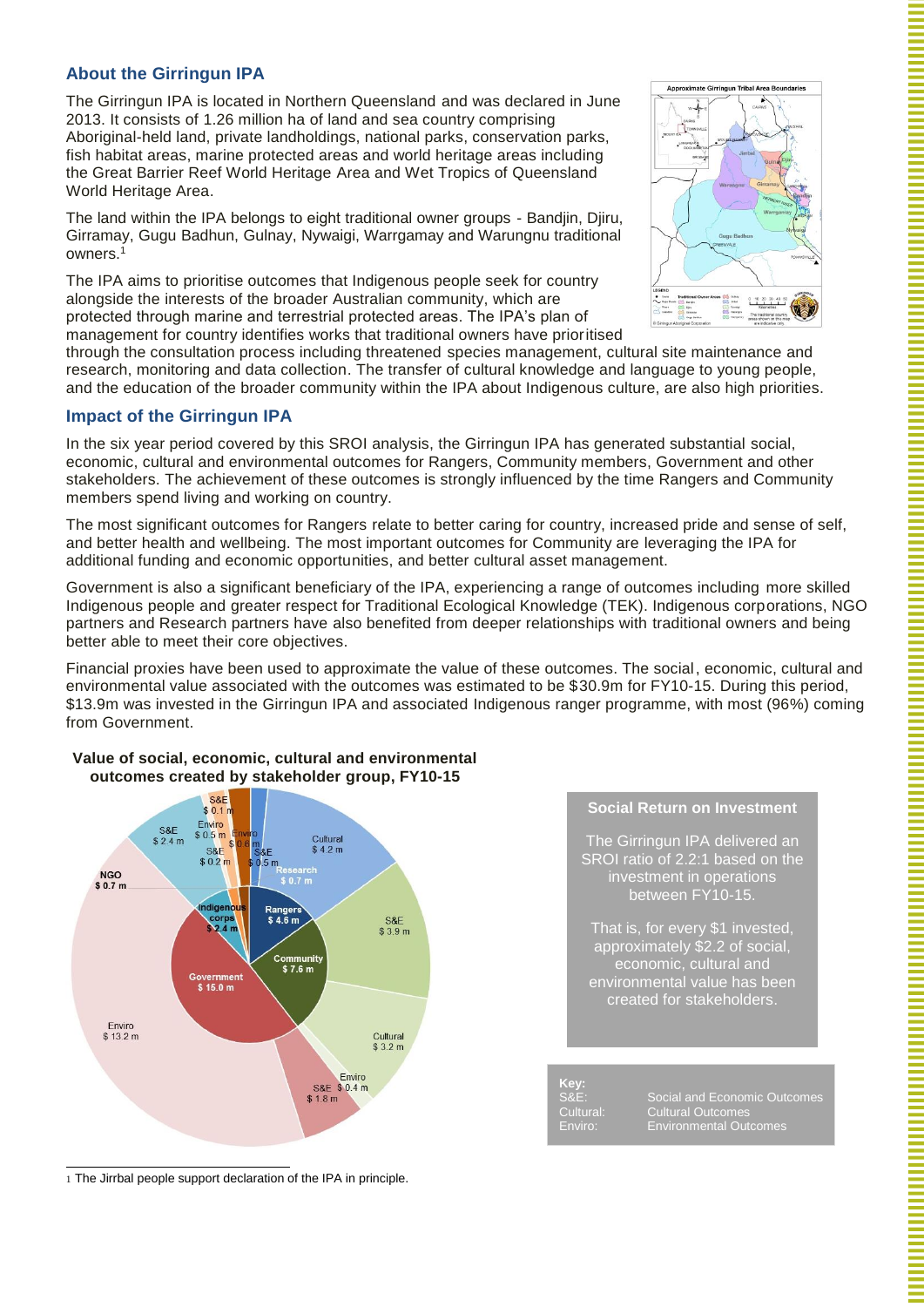## About the Girringun IPA

The Girringun IPA is located in Northern Queensland and was declared in June 2013. It consists of 1.26 million ha of land and sea country comprising Aboriginal-held land, private landholdings, national parks, conservation parks, fish habitat areas, marine protected areas and world heritage areas including the Great Barrier Reef World Heritage Area and Wet Tropics of Queensland World Heritage Area.

The land within the IPA belongs to eight traditional owner groups - Bandjin, Djiru, Girramay, Gugu Badhun, Gulnay, Nywaigi, Warrgamay and Warungnu traditional owners.[1]

The IPA aims to prioritise outcomes that Indigenous people seek for country alongside the interests of the broader Australian community, which are protected through marine and terrestrial protected areas. The IPA's plan of management for country identifies works that traditional owners have prioritised through the consultation process including threatened species management, cultural site maintenance and research, monitoring and data collection. The transfer of cultural knowledge and language to young people, and the education of the broader community within the IPA about Indigenous culture, are also high priorities.

## Impact of the Girringun IPA

In the six year period covered by this SROI analysis, the Girringun IPA has generated substantial social, economic, cultural and environmental outcomes for Rangers, Community members, Government and other stakeholders. The achievement of these outcomes is strongly influenced by the time Rangers and Community members spend living and working on country.

The most significant outcomes for Rangers relate to better caring for country, increased pride and sense of self, and better health and wellbeing. The most important outcomes for Community are leveraging the IPA for additional funding and economic opportunities, and better cultural asset management.

Government is also a significant beneficiary of the IPA, experiencing a range of outcomes including more skilled Indigenous people and greater respect for Traditional Ecological Knowledge (TEK). Indigenous corporations, NGO partners and Research partners have also benefited from deeper relationships with traditional owners and being better able to meet their core objectives.

Financial proxies have been used to approximate the value of these outcomes. The social, economic, cultural and environmental value associated with the outcomes was estimated to be $30.9m for FY10-15. During this period, $13.9m was invested in the Girringun IPA and associated Indigenous ranger programme, with most (96%) coming from Government.

**Value of social, economic, cultural and environmental outcomes created by stakeholder group, FY10-15**

**Social Return on Investment**

The Girringun IPA delivered an SROI ratio of 2.2:1 based on the investment in operations between FY10-15.

That is, for every $1 invested, approximately $2.2 of social, economic, cultural and environmental value has been created for stakeholders.

**Key:**

S&E: Social and Economic Outcomes
Cultural: Cultural Outcomes
Enviro: Environmental Outcomes

[1] The Jirrbal people support declaration of the IPA in principle.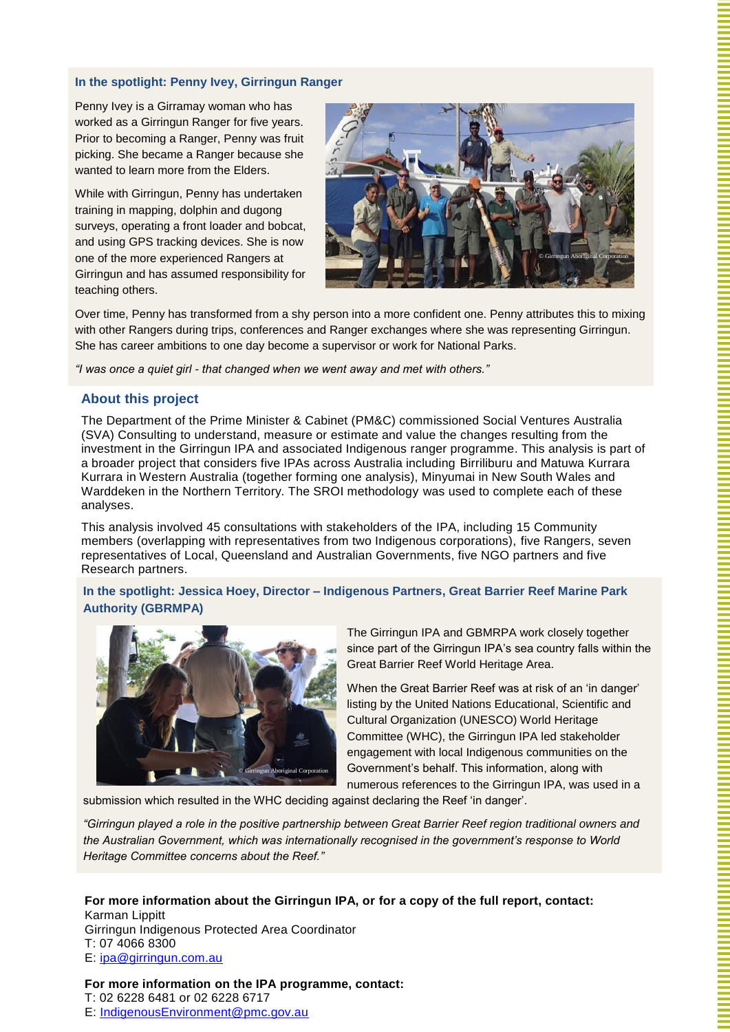### In the spotlight: Penny Ivey, Girringun Ranger

Penny Ivey is a Girramay woman who has worked as a Girringun Ranger for five years. Prior to becoming a Ranger, Penny was fruit picking. She became a Ranger because she wanted to learn more from the Elders.

While with Girringun, Penny has undertaken training in mapping, dolphin and dugong surveys, operating a front loader and bobcat, and using GPS tracking devices. She is now one of the more experienced Rangers at Girringun and has assumed responsibility for teaching others.

© Girringun Aboriginal Corporation

Over time, Penny has transformed from a shy person into a more confident one. Penny attributes this to mixing with other Rangers during trips, conferences and Ranger exchanges where she was representing Girringun. She has career ambitions to one day become a supervisor or work for National Parks.

*"I was once a quiet girl - that changed when we went away and met with others."*

## About this project

The Department of the Prime Minister & Cabinet (PM&C) commissioned Social Ventures Australia (SVA) Consulting to understand, measure or estimate and value the changes resulting from the investment in the Girringun IPA and associated Indigenous ranger programme. This analysis is part of a broader project that considers five IPAs across Australia including Birriliburu and Matuwa Kurrara Kurrara in Western Australia (together forming one analysis), Minyumai in New South Wales and Warddeken in the Northern Territory. The SROI methodology was used to complete each of these analyses.

This analysis involved 45 consultations with stakeholders of the IPA, including 15 Community members (overlapping with representatives from two Indigenous corporations), five Rangers, seven representatives of Local, Queensland and Australian Governments, five NGO partners and five Research partners.

### In the spotlight: Jessica Hoey, Director – Indigenous Partners, Great Barrier Reef Marine Park Authority (GBRMPA)

© Girringun Aboriginal Corporation

The Girringun IPA and GBMRPA work closely together since part of the Girringun IPA's sea country falls within the Great Barrier Reef World Heritage Area.

When the Great Barrier Reef was at risk of an 'in danger' listing by the United Nations Educational, Scientific and Cultural Organization (UNESCO) World Heritage Committee (WHC), the Girringun IPA led stakeholder engagement with local Indigenous communities on the Government's behalf. This information, along with numerous references to the Girringun IPA, was used in a submission which resulted in the WHC deciding against declaring the Reef 'in danger'.

*"Girringun played a role in the positive partnership between Great Barrier Reef region traditional owners and the Australian Government, which was internationally recognised in the government's response to World Heritage Committee concerns about the Reef."*

**For more information about the Girringun IPA, or for a copy of the full report, contact:**
Karman Lippitt
Girringun Indigenous Protected Area Coordinator
T: 07 4066 8300
E: ipa@girringun.com.au

**For more information on the IPA programme, contact:**
T: 02 6228 6481 or 02 6228 6717
E: IndigenousEnvironment@pmc.gov.au